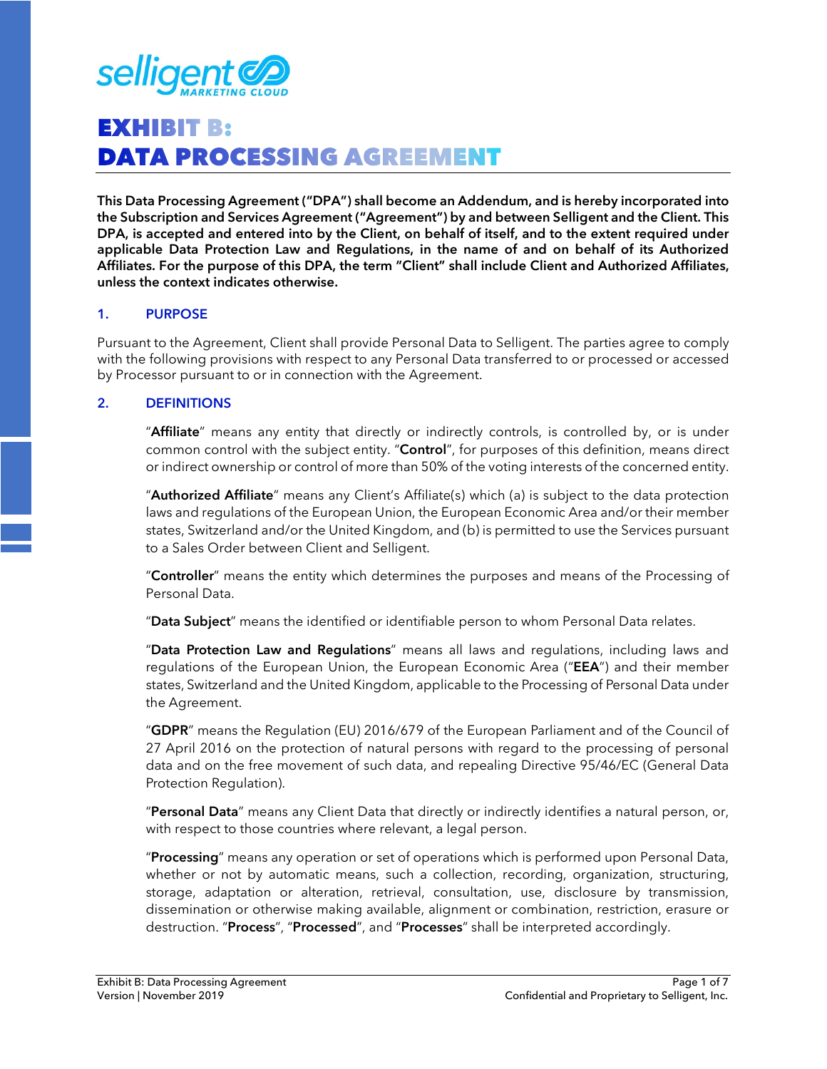# EXHIBIT B:
# DATA PROCESSING AGREEMENT

**This Data Processing Agreement ("DPA") shall become an Addendum, and is hereby incorporated into the Subscription and Services Agreement ("Agreement") by and between Selligent and the Client. This DPA, is accepted and entered into by the Client, on behalf of itself, and to the extent required under applicable Data Protection Law and Regulations, in the name of and on behalf of its Authorized Affiliates. For the purpose of this DPA, the term "Client" shall include Client and Authorized Affiliates, unless the context indicates otherwise.**

## 1. PURPOSE

Pursuant to the Agreement, Client shall provide Personal Data to Selligent. The parties agree to comply with the following provisions with respect to any Personal Data transferred to or processed or accessed by Processor pursuant to or in connection with the Agreement.

## 2. DEFINITIONS

"**Affiliate**" means any entity that directly or indirectly controls, is controlled by, or is under common control with the subject entity. "**Control**", for purposes of this definition, means direct or indirect ownership or control of more than 50% of the voting interests of the concerned entity.

"**Authorized Affiliate**" means any Client's Affiliate(s) which (a) is subject to the data protection laws and regulations of the European Union, the European Economic Area and/or their member states, Switzerland and/or the United Kingdom, and (b) is permitted to use the Services pursuant to a Sales Order between Client and Selligent.

"**Controller**" means the entity which determines the purposes and means of the Processing of Personal Data.

"**Data Subject**" means the identified or identifiable person to whom Personal Data relates.

"**Data Protection Law and Regulations**" means all laws and regulations, including laws and regulations of the European Union, the European Economic Area ("**EEA**") and their member states, Switzerland and the United Kingdom, applicable to the Processing of Personal Data under the Agreement.

"**GDPR**" means the Regulation (EU) 2016/679 of the European Parliament and of the Council of 27 April 2016 on the protection of natural persons with regard to the processing of personal data and on the free movement of such data, and repealing Directive 95/46/EC (General Data Protection Regulation).

"**Personal Data**" means any Client Data that directly or indirectly identifies a natural person, or, with respect to those countries where relevant, a legal person.

"**Processing**" means any operation or set of operations which is performed upon Personal Data, whether or not by automatic means, such a collection, recording, organization, structuring, storage, adaptation or alteration, retrieval, consultation, use, disclosure by transmission, dissemination or otherwise making available, alignment or combination, restriction, erasure or destruction. "**Process**", "**Processed**", and "**Processes**" shall be interpreted accordingly.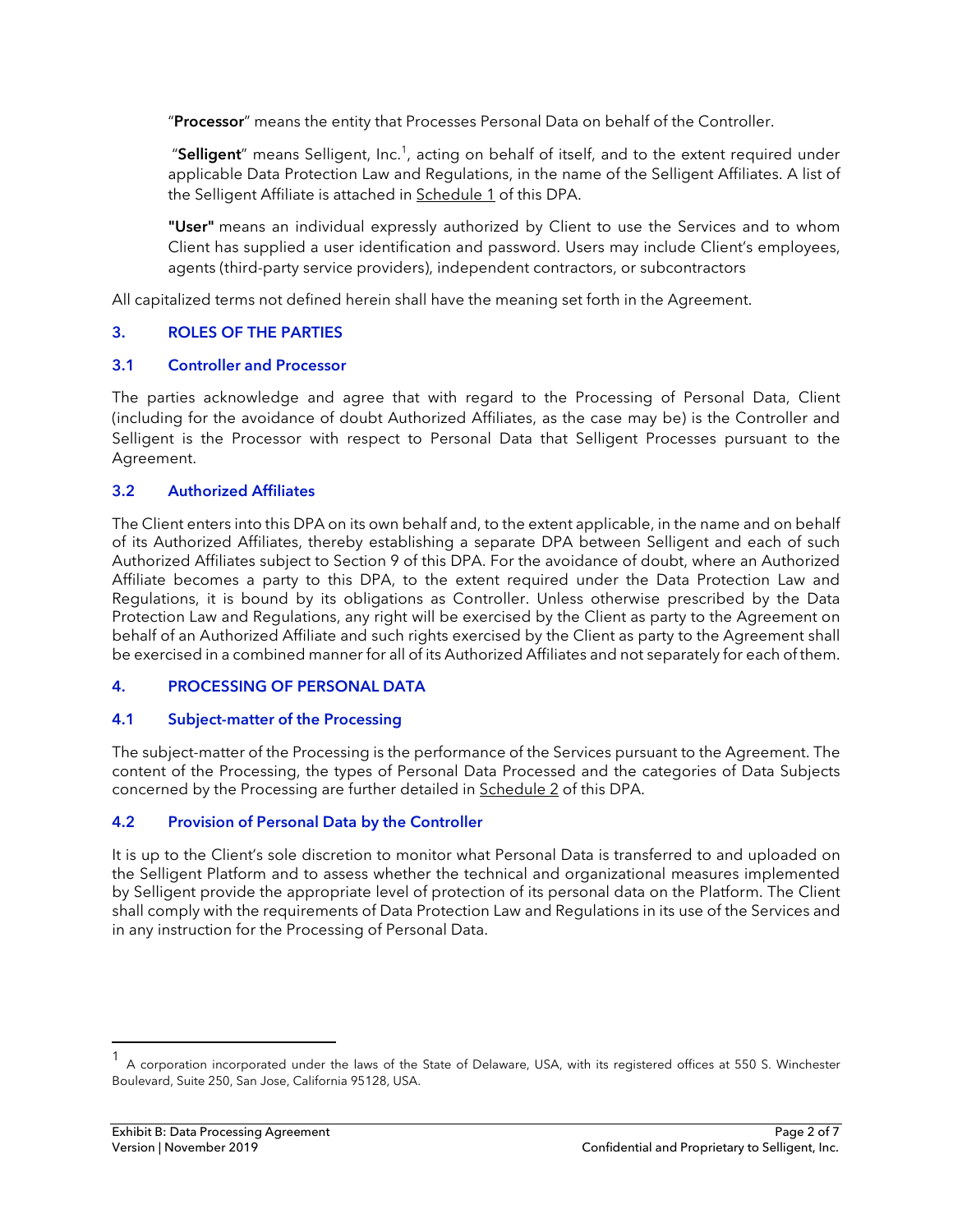"**Processor**" means the entity that Processes Personal Data on behalf of the Controller.

"**Selligent**" means Selligent, Inc.[1], acting on behalf of itself, and to the extent required under applicable Data Protection Law and Regulations, in the name of the Selligent Affiliates. A list of the Selligent Affiliate is attached in Schedule 1 of this DPA.

**"User"** means an individual expressly authorized by Client to use the Services and to whom Client has supplied a user identification and password. Users may include Client's employees, agents (third-party service providers), independent contractors, or subcontractors

All capitalized terms not defined herein shall have the meaning set forth in the Agreement.

## 3. ROLES OF THE PARTIES

### 3.1 Controller and Processor

The parties acknowledge and agree that with regard to the Processing of Personal Data, Client (including for the avoidance of doubt Authorized Affiliates, as the case may be) is the Controller and Selligent is the Processor with respect to Personal Data that Selligent Processes pursuant to the Agreement.

### 3.2 Authorized Affiliates

The Client enters into this DPA on its own behalf and, to the extent applicable, in the name and on behalf of its Authorized Affiliates, thereby establishing a separate DPA between Selligent and each of such Authorized Affiliates subject to Section 9 of this DPA. For the avoidance of doubt, where an Authorized Affiliate becomes a party to this DPA, to the extent required under the Data Protection Law and Regulations, it is bound by its obligations as Controller. Unless otherwise prescribed by the Data Protection Law and Regulations, any right will be exercised by the Client as party to the Agreement on behalf of an Authorized Affiliate and such rights exercised by the Client as party to the Agreement shall be exercised in a combined manner for all of its Authorized Affiliates and not separately for each of them.

## 4. PROCESSING OF PERSONAL DATA

### 4.1 Subject-matter of the Processing

The subject-matter of the Processing is the performance of the Services pursuant to the Agreement. The content of the Processing, the types of Personal Data Processed and the categories of Data Subjects concerned by the Processing are further detailed in Schedule 2 of this DPA.

### 4.2 Provision of Personal Data by the Controller

It is up to the Client's sole discretion to monitor what Personal Data is transferred to and uploaded on the Selligent Platform and to assess whether the technical and organizational measures implemented by Selligent provide the appropriate level of protection of its personal data on the Platform. The Client shall comply with the requirements of Data Protection Law and Regulations in its use of the Services and in any instruction for the Processing of Personal Data.

---

[1] A corporation incorporated under the laws of the State of Delaware, USA, with its registered offices at 550 S. Winchester Boulevard, Suite 250, San Jose, California 95128, USA.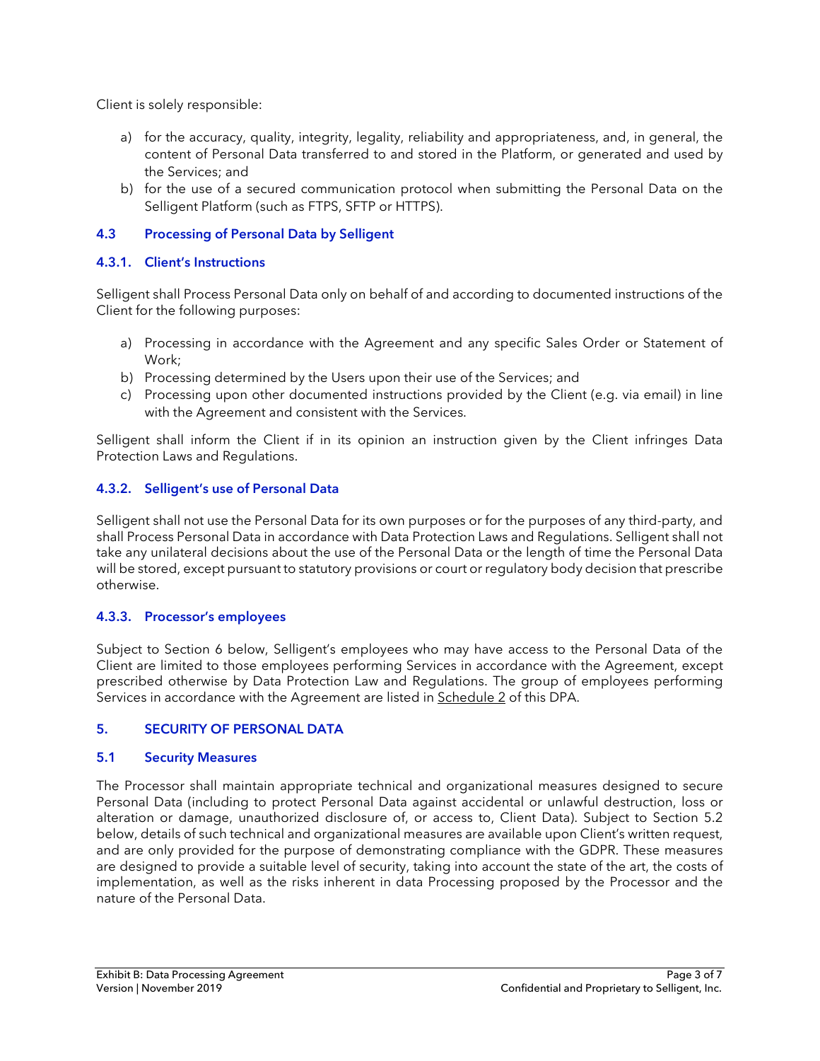Client is solely responsible:

a) for the accuracy, quality, integrity, legality, reliability and appropriateness, and, in general, the content of Personal Data transferred to and stored in the Platform, or generated and used by the Services; and
b) for the use of a secured communication protocol when submitting the Personal Data on the Selligent Platform (such as FTPS, SFTP or HTTPS).

### 4.3 Processing of Personal Data by Selligent

#### 4.3.1. Client's Instructions

Selligent shall Process Personal Data only on behalf of and according to documented instructions of the Client for the following purposes:

a) Processing in accordance with the Agreement and any specific Sales Order or Statement of Work;
b) Processing determined by the Users upon their use of the Services; and
c) Processing upon other documented instructions provided by the Client (e.g. via email) in line with the Agreement and consistent with the Services.

Selligent shall inform the Client if in its opinion an instruction given by the Client infringes Data Protection Laws and Regulations.

#### 4.3.2. Selligent's use of Personal Data

Selligent shall not use the Personal Data for its own purposes or for the purposes of any third-party, and shall Process Personal Data in accordance with Data Protection Laws and Regulations. Selligent shall not take any unilateral decisions about the use of the Personal Data or the length of time the Personal Data will be stored, except pursuant to statutory provisions or court or regulatory body decision that prescribe otherwise.

#### 4.3.3. Processor's employees

Subject to Section 6 below, Selligent's employees who may have access to the Personal Data of the Client are limited to those employees performing Services in accordance with the Agreement, except prescribed otherwise by Data Protection Law and Regulations. The group of employees performing Services in accordance with the Agreement are listed in Schedule 2 of this DPA.

## 5. SECURITY OF PERSONAL DATA

### 5.1 Security Measures

The Processor shall maintain appropriate technical and organizational measures designed to secure Personal Data (including to protect Personal Data against accidental or unlawful destruction, loss or alteration or damage, unauthorized disclosure of, or access to, Client Data). Subject to Section 5.2 below, details of such technical and organizational measures are available upon Client's written request, and are only provided for the purpose of demonstrating compliance with the GDPR. These measures are designed to provide a suitable level of security, taking into account the state of the art, the costs of implementation, as well as the risks inherent in data Processing proposed by the Processor and the nature of the Personal Data.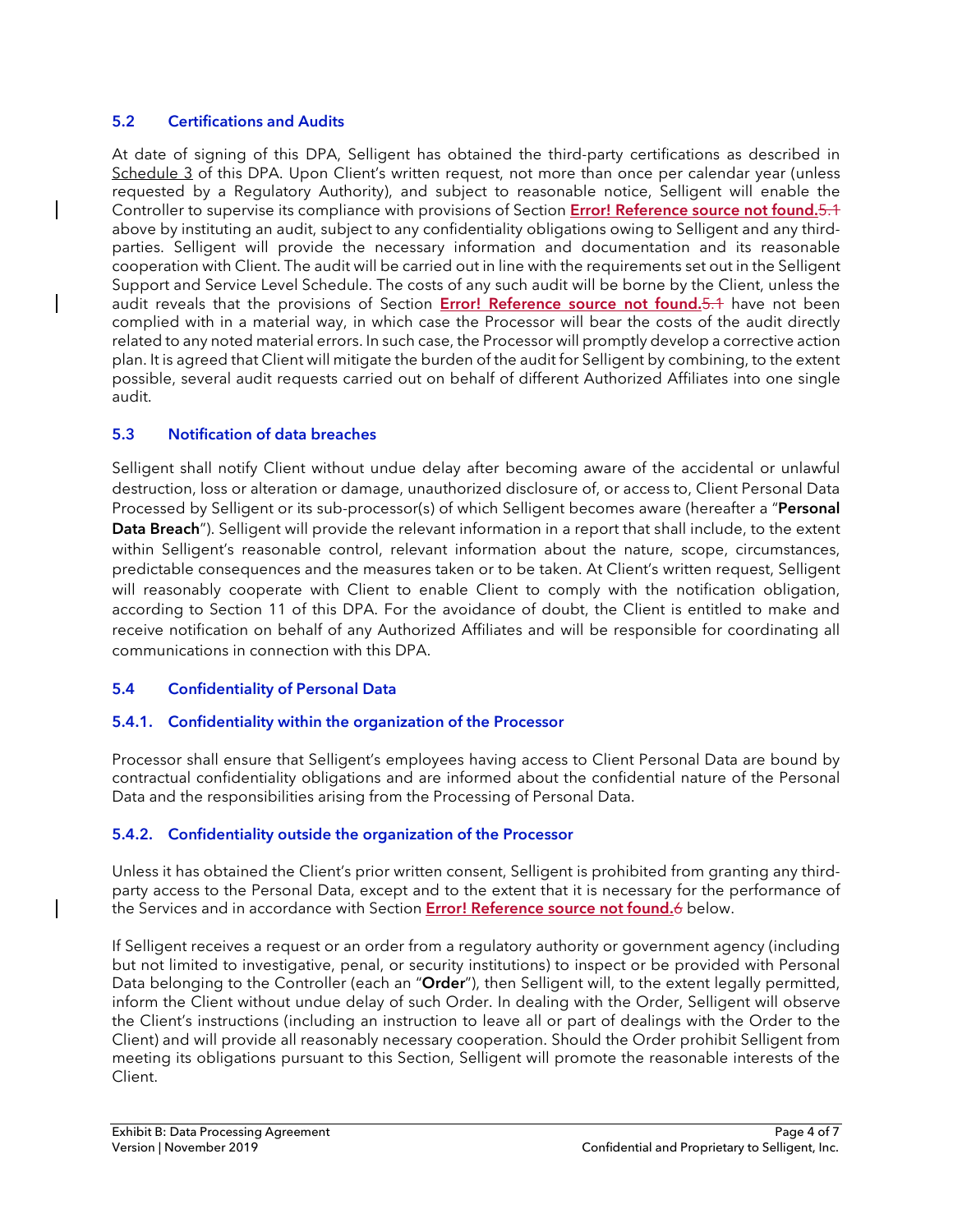### 5.2 Certifications and Audits

At date of signing of this DPA, Selligent has obtained the third-party certifications as described in Schedule 3 of this DPA. Upon Client's written request, not more than once per calendar year (unless requested by a Regulatory Authority), and subject to reasonable notice, Selligent will enable the Controller to supervise its compliance with provisions of Section **Error! Reference source not found.**~~5.1~~ above by instituting an audit, subject to any confidentiality obligations owing to Selligent and any third-parties. Selligent will provide the necessary information and documentation and its reasonable cooperation with Client. The audit will be carried out in line with the requirements set out in the Selligent Support and Service Level Schedule. The costs of any such audit will be borne by the Client, unless the audit reveals that the provisions of Section **Error! Reference source not found.**~~5.1~~ have not been complied with in a material way, in which case the Processor will bear the costs of the audit directly related to any noted material errors. In such case, the Processor will promptly develop a corrective action plan. It is agreed that Client will mitigate the burden of the audit for Selligent by combining, to the extent possible, several audit requests carried out on behalf of different Authorized Affiliates into one single audit.

### 5.3 Notification of data breaches

Selligent shall notify Client without undue delay after becoming aware of the accidental or unlawful destruction, loss or alteration or damage, unauthorized disclosure of, or access to, Client Personal Data Processed by Selligent or its sub-processor(s) of which Selligent becomes aware (hereafter a "**Personal Data Breach**"). Selligent will provide the relevant information in a report that shall include, to the extent within Selligent's reasonable control, relevant information about the nature, scope, circumstances, predictable consequences and the measures taken or to be taken. At Client's written request, Selligent will reasonably cooperate with Client to enable Client to comply with the notification obligation, according to Section 11 of this DPA. For the avoidance of doubt, the Client is entitled to make and receive notification on behalf of any Authorized Affiliates and will be responsible for coordinating all communications in connection with this DPA.

### 5.4 Confidentiality of Personal Data

#### 5.4.1. Confidentiality within the organization of the Processor

Processor shall ensure that Selligent's employees having access to Client Personal Data are bound by contractual confidentiality obligations and are informed about the confidential nature of the Personal Data and the responsibilities arising from the Processing of Personal Data.

#### 5.4.2. Confidentiality outside the organization of the Processor

Unless it has obtained the Client's prior written consent, Selligent is prohibited from granting any third-party access to the Personal Data, except and to the extent that it is necessary for the performance of the Services and in accordance with Section **Error! Reference source not found.**~~6~~ below.

If Selligent receives a request or an order from a regulatory authority or government agency (including but not limited to investigative, penal, or security institutions) to inspect or be provided with Personal Data belonging to the Controller (each an "**Order**"), then Selligent will, to the extent legally permitted, inform the Client without undue delay of such Order. In dealing with the Order, Selligent will observe the Client's instructions (including an instruction to leave all or part of dealings with the Order to the Client) and will provide all reasonably necessary cooperation. Should the Order prohibit Selligent from meeting its obligations pursuant to this Section, Selligent will promote the reasonable interests of the Client.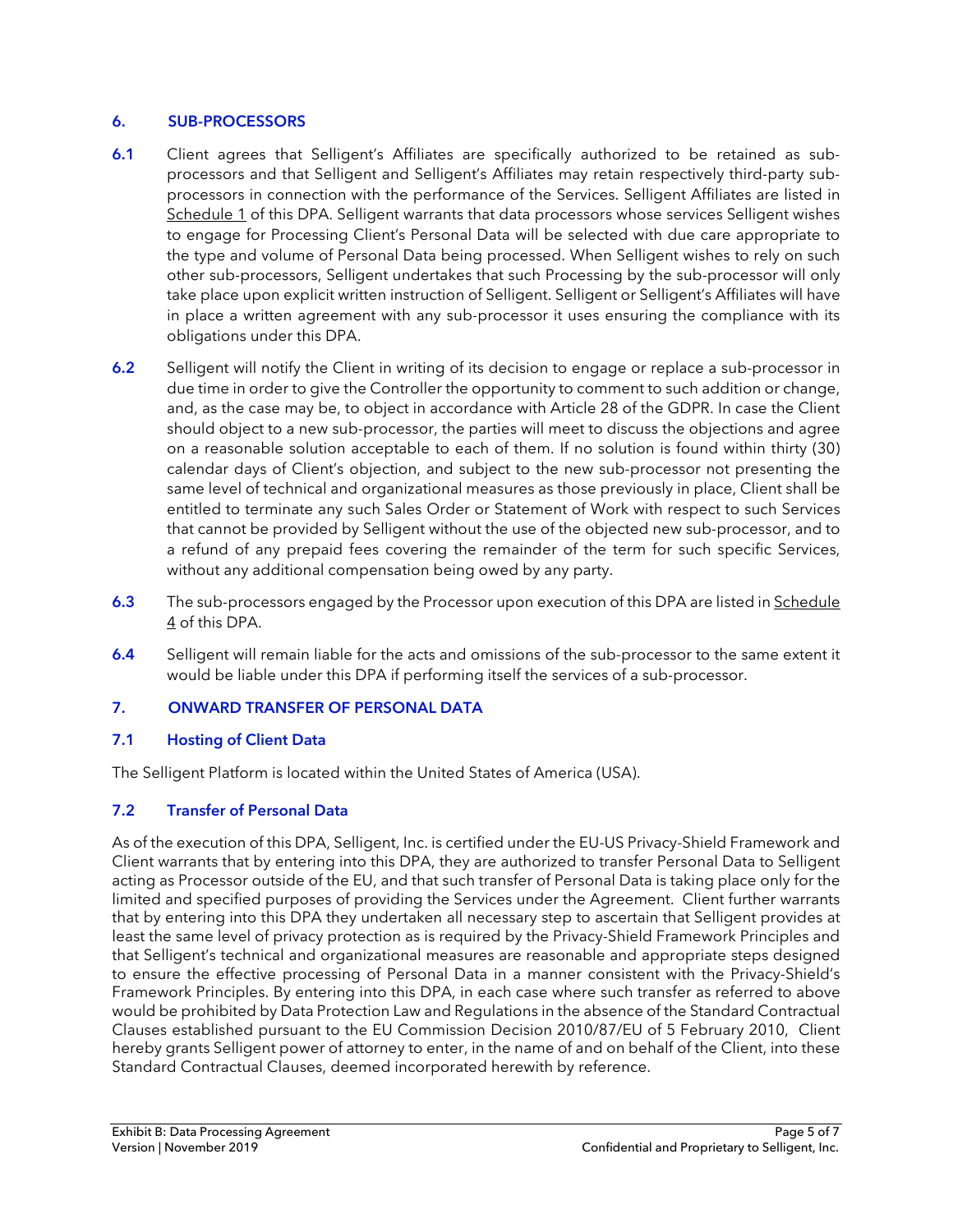## 6. SUB-PROCESSORS

**6.1** Client agrees that Selligent's Affiliates are specifically authorized to be retained as sub-processors and that Selligent and Selligent's Affiliates may retain respectively third-party sub-processors in connection with the performance of the Services. Selligent Affiliates are listed in Schedule 1 of this DPA. Selligent warrants that data processors whose services Selligent wishes to engage for Processing Client's Personal Data will be selected with due care appropriate to the type and volume of Personal Data being processed. When Selligent wishes to rely on such other sub-processors, Selligent undertakes that such Processing by the sub-processor will only take place upon explicit written instruction of Selligent. Selligent or Selligent's Affiliates will have in place a written agreement with any sub-processor it uses ensuring the compliance with its obligations under this DPA.

**6.2** Selligent will notify the Client in writing of its decision to engage or replace a sub-processor in due time in order to give the Controller the opportunity to comment to such addition or change, and, as the case may be, to object in accordance with Article 28 of the GDPR. In case the Client should object to a new sub-processor, the parties will meet to discuss the objections and agree on a reasonable solution acceptable to each of them. If no solution is found within thirty (30) calendar days of Client's objection, and subject to the new sub-processor not presenting the same level of technical and organizational measures as those previously in place, Client shall be entitled to terminate any such Sales Order or Statement of Work with respect to such Services that cannot be provided by Selligent without the use of the objected new sub-processor, and to a refund of any prepaid fees covering the remainder of the term for such specific Services, without any additional compensation being owed by any party.

**6.3** The sub-processors engaged by the Processor upon execution of this DPA are listed in Schedule 4 of this DPA.

**6.4** Selligent will remain liable for the acts and omissions of the sub-processor to the same extent it would be liable under this DPA if performing itself the services of a sub-processor.

## 7. ONWARD TRANSFER OF PERSONAL DATA

### 7.1 Hosting of Client Data

The Selligent Platform is located within the United States of America (USA).

### 7.2 Transfer of Personal Data

As of the execution of this DPA, Selligent, Inc. is certified under the EU-US Privacy-Shield Framework and Client warrants that by entering into this DPA, they are authorized to transfer Personal Data to Selligent acting as Processor outside of the EU, and that such transfer of Personal Data is taking place only for the limited and specified purposes of providing the Services under the Agreement. Client further warrants that by entering into this DPA they undertaken all necessary step to ascertain that Selligent provides at least the same level of privacy protection as is required by the Privacy-Shield Framework Principles and that Selligent's technical and organizational measures are reasonable and appropriate steps designed to ensure the effective processing of Personal Data in a manner consistent with the Privacy-Shield's Framework Principles. By entering into this DPA, in each case where such transfer as referred to above would be prohibited by Data Protection Law and Regulations in the absence of the Standard Contractual Clauses established pursuant to the EU Commission Decision 2010/87/EU of 5 February 2010, Client hereby grants Selligent power of attorney to enter, in the name of and on behalf of the Client, into these Standard Contractual Clauses, deemed incorporated herewith by reference.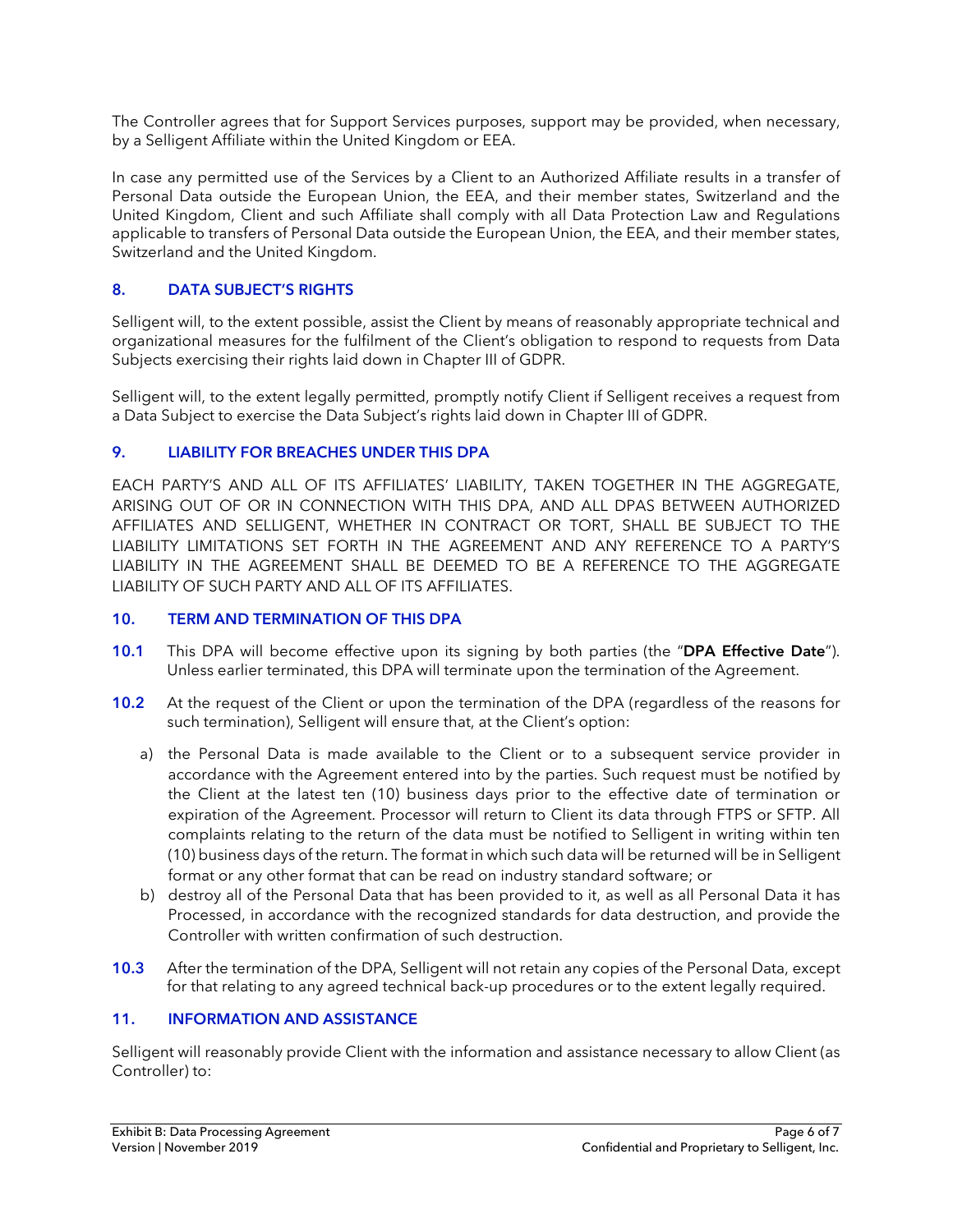The Controller agrees that for Support Services purposes, support may be provided, when necessary, by a Selligent Affiliate within the United Kingdom or EEA.

In case any permitted use of the Services by a Client to an Authorized Affiliate results in a transfer of Personal Data outside the European Union, the EEA, and their member states, Switzerland and the United Kingdom, Client and such Affiliate shall comply with all Data Protection Law and Regulations applicable to transfers of Personal Data outside the European Union, the EEA, and their member states, Switzerland and the United Kingdom.

## 8. DATA SUBJECT'S RIGHTS

Selligent will, to the extent possible, assist the Client by means of reasonably appropriate technical and organizational measures for the fulfilment of the Client's obligation to respond to requests from Data Subjects exercising their rights laid down in Chapter III of GDPR.

Selligent will, to the extent legally permitted, promptly notify Client if Selligent receives a request from a Data Subject to exercise the Data Subject's rights laid down in Chapter III of GDPR.

## 9. LIABILITY FOR BREACHES UNDER THIS DPA

EACH PARTY'S AND ALL OF ITS AFFILIATES' LIABILITY, TAKEN TOGETHER IN THE AGGREGATE, ARISING OUT OF OR IN CONNECTION WITH THIS DPA, AND ALL DPAS BETWEEN AUTHORIZED AFFILIATES AND SELLIGENT, WHETHER IN CONTRACT OR TORT, SHALL BE SUBJECT TO THE LIABILITY LIMITATIONS SET FORTH IN THE AGREEMENT AND ANY REFERENCE TO A PARTY'S LIABILITY IN THE AGREEMENT SHALL BE DEEMED TO BE A REFERENCE TO THE AGGREGATE LIABILITY OF SUCH PARTY AND ALL OF ITS AFFILIATES.

## 10. TERM AND TERMINATION OF THIS DPA

**10.1** This DPA will become effective upon its signing by both parties (the "**DPA Effective Date**"). Unless earlier terminated, this DPA will terminate upon the termination of the Agreement.

**10.2** At the request of the Client or upon the termination of the DPA (regardless of the reasons for such termination), Selligent will ensure that, at the Client's option:

a) the Personal Data is made available to the Client or to a subsequent service provider in accordance with the Agreement entered into by the parties. Such request must be notified by the Client at the latest ten (10) business days prior to the effective date of termination or expiration of the Agreement. Processor will return to Client its data through FTPS or SFTP. All complaints relating to the return of the data must be notified to Selligent in writing within ten (10) business days of the return. The format in which such data will be returned will be in Selligent format or any other format that can be read on industry standard software; or

b) destroy all of the Personal Data that has been provided to it, as well as all Personal Data it has Processed, in accordance with the recognized standards for data destruction, and provide the Controller with written confirmation of such destruction.

**10.3** After the termination of the DPA, Selligent will not retain any copies of the Personal Data, except for that relating to any agreed technical back-up procedures or to the extent legally required.

## 11. INFORMATION AND ASSISTANCE

Selligent will reasonably provide Client with the information and assistance necessary to allow Client (as Controller) to: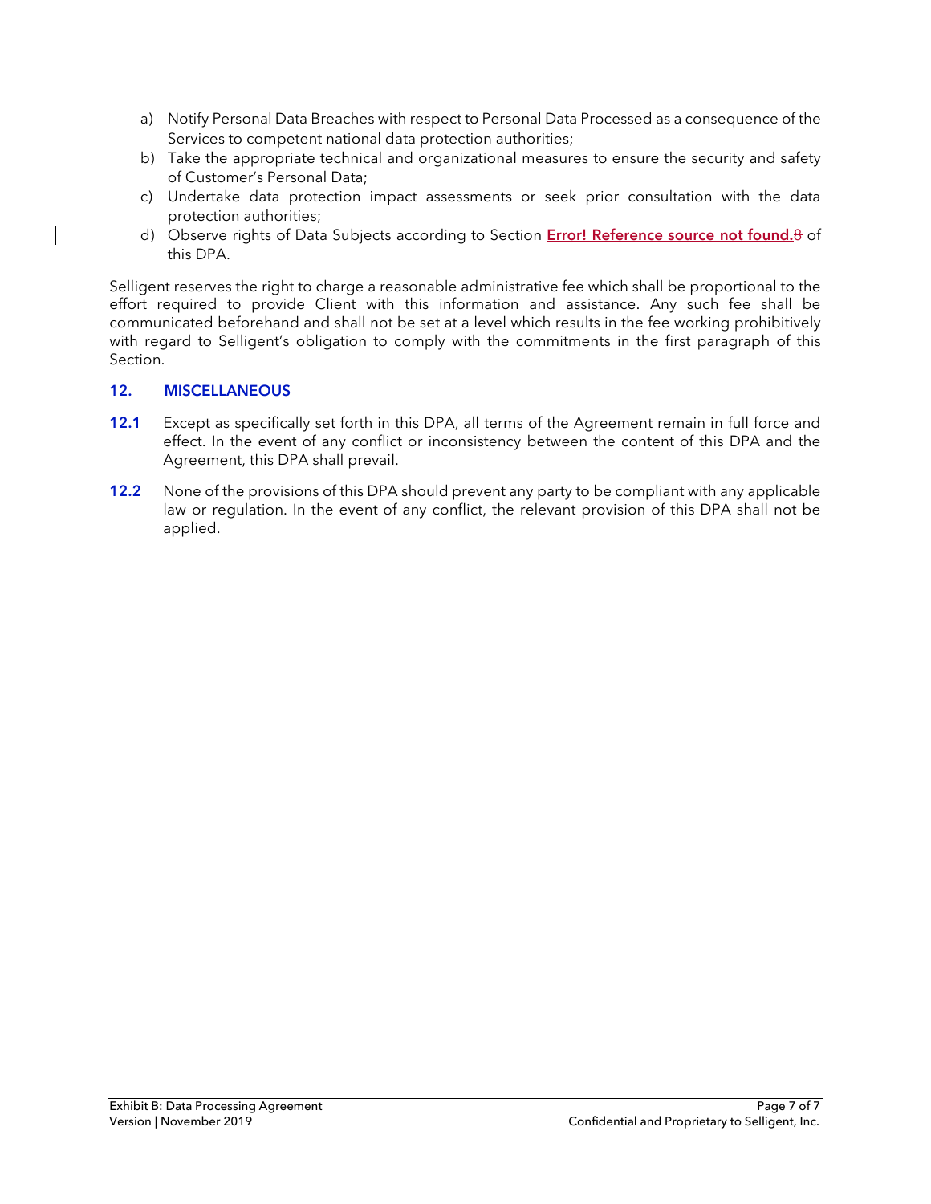a) Notify Personal Data Breaches with respect to Personal Data Processed as a consequence of the Services to competent national data protection authorities;
b) Take the appropriate technical and organizational measures to ensure the security and safety of Customer's Personal Data;
c) Undertake data protection impact assessments or seek prior consultation with the data protection authorities;
d) Observe rights of Data Subjects according to Section **Error! Reference source not found.**8 of this DPA.

Selligent reserves the right to charge a reasonable administrative fee which shall be proportional to the effort required to provide Client with this information and assistance. Any such fee shall be communicated beforehand and shall not be set at a level which results in the fee working prohibitively with regard to Selligent's obligation to comply with the commitments in the first paragraph of this Section.

## 12. MISCELLANEOUS

**12.1** Except as specifically set forth in this DPA, all terms of the Agreement remain in full force and effect. In the event of any conflict or inconsistency between the content of this DPA and the Agreement, this DPA shall prevail.

**12.2** None of the provisions of this DPA should prevent any party to be compliant with any applicable law or regulation. In the event of any conflict, the relevant provision of this DPA shall not be applied.